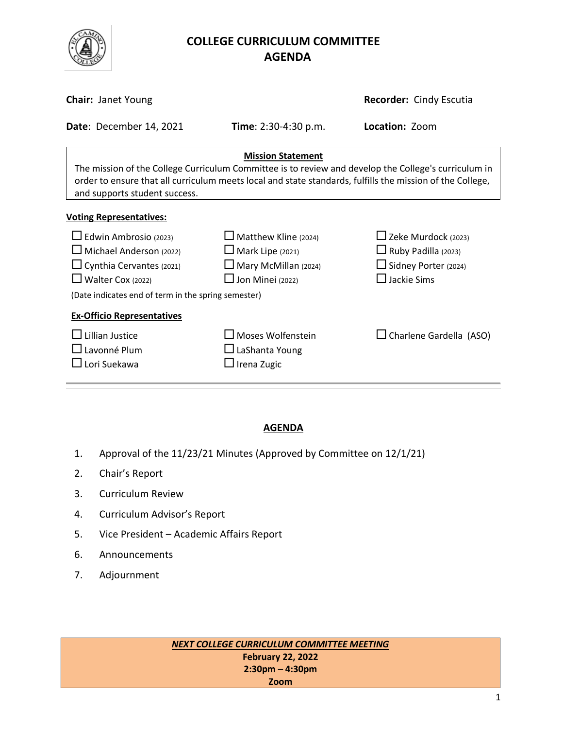# COLLEGE CURRICULUM COMMITTEE
# AGENDA

**Chair:** Janet Young

**Recorder:** Cindy Escutia

**Date**: December 14, 2021

**Time**: 2:30-4:30 p.m.

**Location:** Zoom

**Mission Statement**

The mission of the College Curriculum Committee is to review and develop the College's curriculum in order to ensure that all curriculum meets local and state standards, fulfills the mission of the College, and supports student success.

**Voting Representatives:**

☐ Edwin Ambrosio (2023)
☐ Michael Anderson (2022)
☐ Cynthia Cervantes (2021)
☐ Walter Cox (2022)
☐ Matthew Kline (2024)
☐ Mark Lipe (2021)
☐ Mary McMillan (2024)
☐ Jon Minei (2022)
☐ Zeke Murdock (2023)
☐ Ruby Padilla (2023)
☐ Sidney Porter (2024)
☐ Jackie Sims

(Date indicates end of term in the spring semester)

**Ex-Officio Representatives**

☐ Lillian Justice
☐ Lavonné Plum
☐ Lori Suekawa
☐ Moses Wolfenstein
☐ LaShanta Young
☐ Irena Zugic
☐ Charlene Gardella (ASO)

## AGENDA

1. Approval of the 11/23/21 Minutes (Approved by Committee on 12/1/21)
2. Chair's Report
3. Curriculum Review
4. Curriculum Advisor's Report
5. Vice President – Academic Affairs Report
6. Announcements
7. Adjournment

***NEXT COLLEGE CURRICULUM COMMITTEE MEETING***
**February 22, 2022**
**2:30pm – 4:30pm**
**Zoom**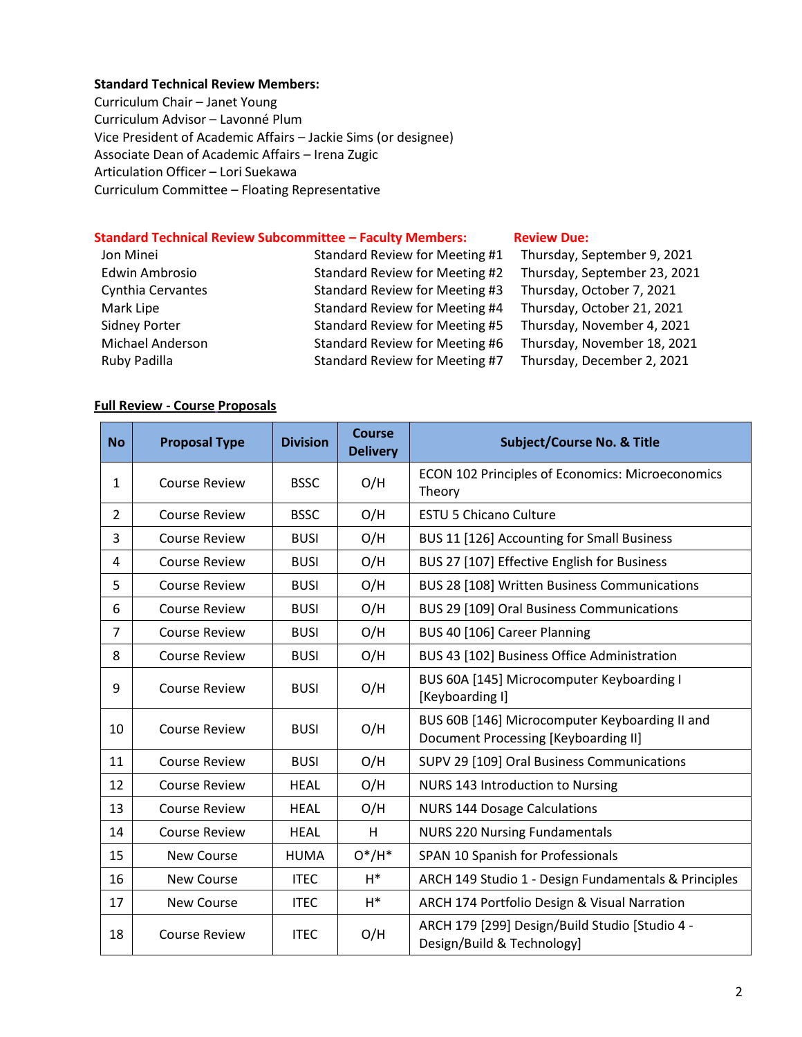**Standard Technical Review Members:**
Curriculum Chair – Janet Young
Curriculum Advisor – Lavonné Plum
Vice President of Academic Affairs – Jackie Sims (or designee)
Associate Dean of Academic Affairs – Irena Zugic
Articulation Officer – Lori Suekawa
Curriculum Committee – Floating Representative

| **Standard Technical Review Subcommittee – Faculty Members:** | | **Review Due:** |
|---|---|---|
| Jon Minei | Standard Review for Meeting #1 | Thursday, September 9, 2021 |
| Edwin Ambrosio | Standard Review for Meeting #2 | Thursday, September 23, 2021 |
| Cynthia Cervantes | Standard Review for Meeting #3 | Thursday, October 7, 2021 |
| Mark Lipe | Standard Review for Meeting #4 | Thursday, October 21, 2021 |
| Sidney Porter | Standard Review for Meeting #5 | Thursday, November 4, 2021 |
| Michael Anderson | Standard Review for Meeting #6 | Thursday, November 18, 2021 |
| Ruby Padilla | Standard Review for Meeting #7 | Thursday, December 2, 2021 |

**Full Review - Course Proposals**

| No | Proposal Type | Division | Course Delivery | Subject/Course No. & Title |
|---|---|---|---|---|
| 1 | Course Review | BSSC | O/H | ECON 102 Principles of Economics: Microeconomics Theory |
| 2 | Course Review | BSSC | O/H | ESTU 5 Chicano Culture |
| 3 | Course Review | BUSI | O/H | BUS 11 [126] Accounting for Small Business |
| 4 | Course Review | BUSI | O/H | BUS 27 [107] Effective English for Business |
| 5 | Course Review | BUSI | O/H | BUS 28 [108] Written Business Communications |
| 6 | Course Review | BUSI | O/H | BUS 29 [109] Oral Business Communications |
| 7 | Course Review | BUSI | O/H | BUS 40 [106] Career Planning |
| 8 | Course Review | BUSI | O/H | BUS 43 [102] Business Office Administration |
| 9 | Course Review | BUSI | O/H | BUS 60A [145] Microcomputer Keyboarding I [Keyboarding I] |
| 10 | Course Review | BUSI | O/H | BUS 60B [146] Microcomputer Keyboarding II and Document Processing [Keyboarding II] |
| 11 | Course Review | BUSI | O/H | SUPV 29 [109] Oral Business Communications |
| 12 | Course Review | HEAL | O/H | NURS 143 Introduction to Nursing |
| 13 | Course Review | HEAL | O/H | NURS 144 Dosage Calculations |
| 14 | Course Review | HEAL | H | NURS 220 Nursing Fundamentals |
| 15 | New Course | HUMA | O*/H* | SPAN 10 Spanish for Professionals |
| 16 | New Course | ITEC | H* | ARCH 149 Studio 1 - Design Fundamentals & Principles |
| 17 | New Course | ITEC | H* | ARCH 174 Portfolio Design & Visual Narration |
| 18 | Course Review | ITEC | O/H | ARCH 179 [299] Design/Build Studio [Studio 4 - Design/Build & Technology] |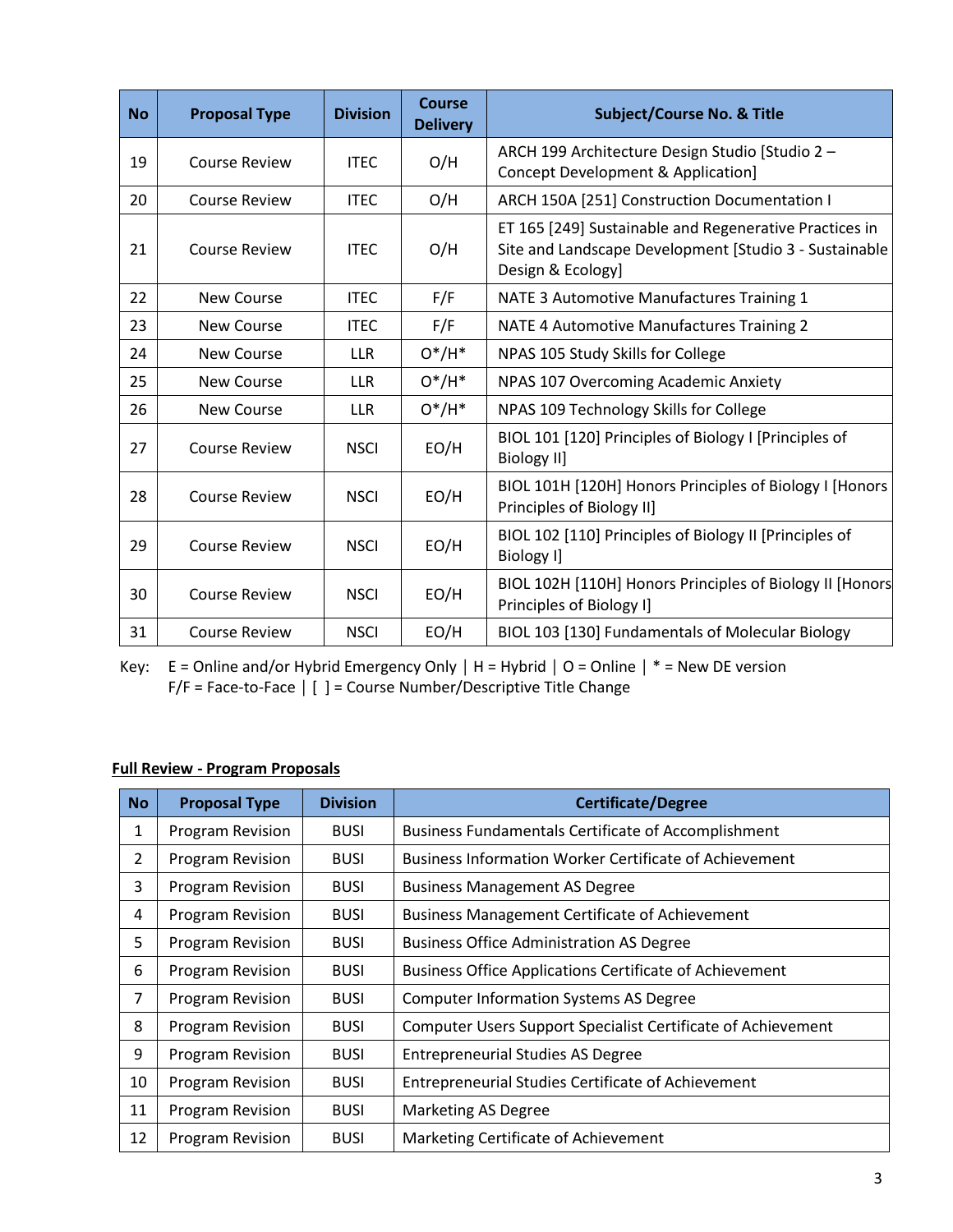| No | Proposal Type | Division | Course Delivery | Subject/Course No. & Title |
|---|---|---|---|---|
| 19 | Course Review | ITEC | O/H | ARCH 199 Architecture Design Studio [Studio 2 – Concept Development & Application] |
| 20 | Course Review | ITEC | O/H | ARCH 150A [251] Construction Documentation I |
| 21 | Course Review | ITEC | O/H | ET 165 [249] Sustainable and Regenerative Practices in Site and Landscape Development [Studio 3 - Sustainable Design & Ecology] |
| 22 | New Course | ITEC | F/F | NATE 3 Automotive Manufactures Training 1 |
| 23 | New Course | ITEC | F/F | NATE 4 Automotive Manufactures Training 2 |
| 24 | New Course | LLR | O*/H* | NPAS 105 Study Skills for College |
| 25 | New Course | LLR | O*/H* | NPAS 107 Overcoming Academic Anxiety |
| 26 | New Course | LLR | O*/H* | NPAS 109 Technology Skills for College |
| 27 | Course Review | NSCI | EO/H | BIOL 101 [120] Principles of Biology I [Principles of Biology II] |
| 28 | Course Review | NSCI | EO/H | BIOL 101H [120H] Honors Principles of Biology I [Honors Principles of Biology II] |
| 29 | Course Review | NSCI | EO/H | BIOL 102 [110] Principles of Biology II [Principles of Biology I] |
| 30 | Course Review | NSCI | EO/H | BIOL 102H [110H] Honors Principles of Biology II [Honors Principles of Biology I] |
| 31 | Course Review | NSCI | EO/H | BIOL 103 [130] Fundamentals of Molecular Biology |

Key: E = Online and/or Hybrid Emergency Only | H = Hybrid | O = Online | * = New DE version
F/F = Face-to-Face | [ ] = Course Number/Descriptive Title Change

**Full Review - Program Proposals**

| No | Proposal Type | Division | Certificate/Degree |
|---|---|---|---|
| 1 | Program Revision | BUSI | Business Fundamentals Certificate of Accomplishment |
| 2 | Program Revision | BUSI | Business Information Worker Certificate of Achievement |
| 3 | Program Revision | BUSI | Business Management AS Degree |
| 4 | Program Revision | BUSI | Business Management Certificate of Achievement |
| 5 | Program Revision | BUSI | Business Office Administration AS Degree |
| 6 | Program Revision | BUSI | Business Office Applications Certificate of Achievement |
| 7 | Program Revision | BUSI | Computer Information Systems AS Degree |
| 8 | Program Revision | BUSI | Computer Users Support Specialist Certificate of Achievement |
| 9 | Program Revision | BUSI | Entrepreneurial Studies AS Degree |
| 10 | Program Revision | BUSI | Entrepreneurial Studies Certificate of Achievement |
| 11 | Program Revision | BUSI | Marketing AS Degree |
| 12 | Program Revision | BUSI | Marketing Certificate of Achievement |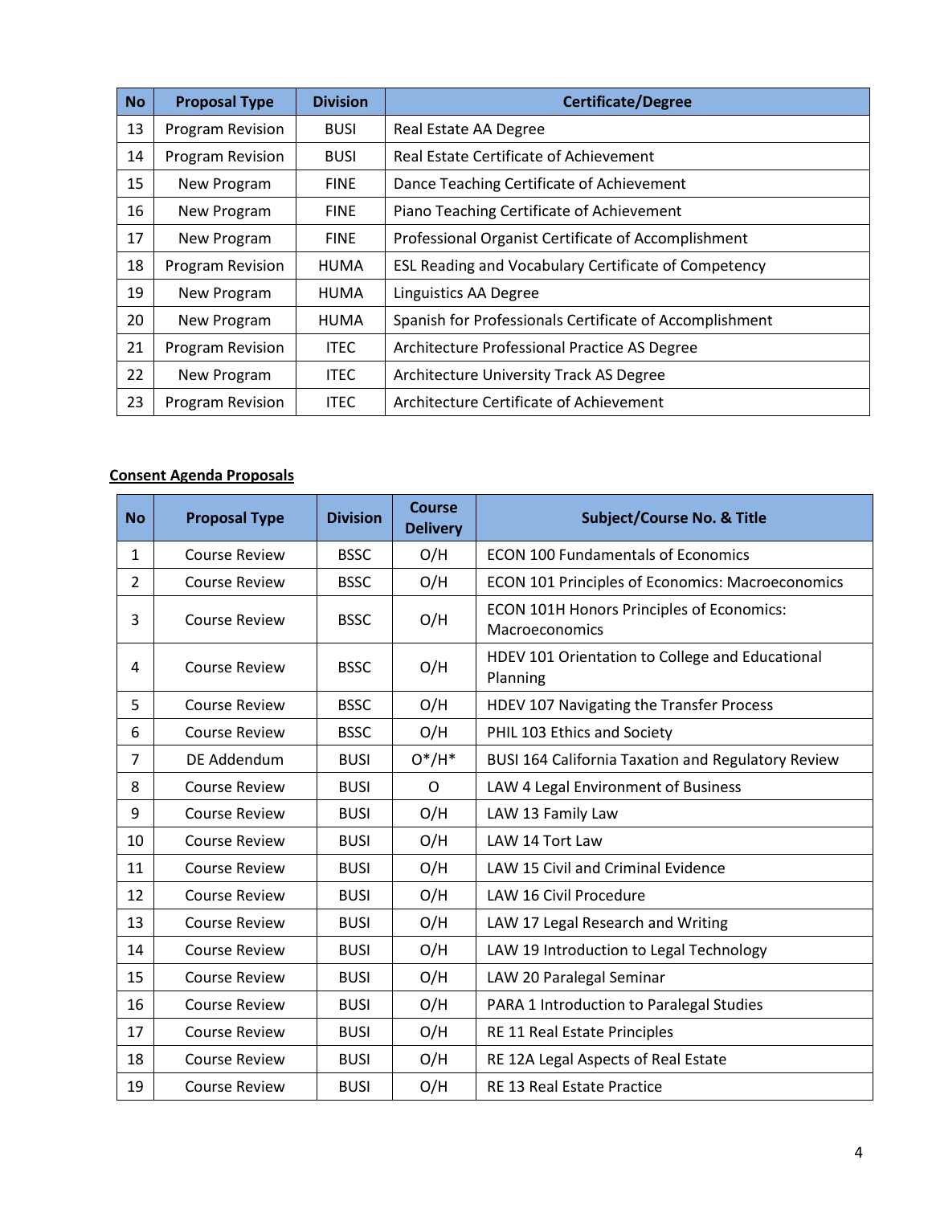| No | Proposal Type | Division | Certificate/Degree |
|---|---|---|---|
| 13 | Program Revision | BUSI | Real Estate AA Degree |
| 14 | Program Revision | BUSI | Real Estate Certificate of Achievement |
| 15 | New Program | FINE | Dance Teaching Certificate of Achievement |
| 16 | New Program | FINE | Piano Teaching Certificate of Achievement |
| 17 | New Program | FINE | Professional Organist Certificate of Accomplishment |
| 18 | Program Revision | HUMA | ESL Reading and Vocabulary Certificate of Competency |
| 19 | New Program | HUMA | Linguistics AA Degree |
| 20 | New Program | HUMA | Spanish for Professionals Certificate of Accomplishment |
| 21 | Program Revision | ITEC | Architecture Professional Practice AS Degree |
| 22 | New Program | ITEC | Architecture University Track AS Degree |
| 23 | Program Revision | ITEC | Architecture Certificate of Achievement |

**Consent Agenda Proposals**

| No | Proposal Type | Division | Course Delivery | Subject/Course No. & Title |
|---|---|---|---|---|
| 1 | Course Review | BSSC | O/H | ECON 100 Fundamentals of Economics |
| 2 | Course Review | BSSC | O/H | ECON 101 Principles of Economics: Macroeconomics |
| 3 | Course Review | BSSC | O/H | ECON 101H Honors Principles of Economics: Macroeconomics |
| 4 | Course Review | BSSC | O/H | HDEV 101 Orientation to College and Educational Planning |
| 5 | Course Review | BSSC | O/H | HDEV 107 Navigating the Transfer Process |
| 6 | Course Review | BSSC | O/H | PHIL 103 Ethics and Society |
| 7 | DE Addendum | BUSI | O*/H* | BUSI 164 California Taxation and Regulatory Review |
| 8 | Course Review | BUSI | O | LAW 4 Legal Environment of Business |
| 9 | Course Review | BUSI | O/H | LAW 13 Family Law |
| 10 | Course Review | BUSI | O/H | LAW 14 Tort Law |
| 11 | Course Review | BUSI | O/H | LAW 15 Civil and Criminal Evidence |
| 12 | Course Review | BUSI | O/H | LAW 16 Civil Procedure |
| 13 | Course Review | BUSI | O/H | LAW 17 Legal Research and Writing |
| 14 | Course Review | BUSI | O/H | LAW 19 Introduction to Legal Technology |
| 15 | Course Review | BUSI | O/H | LAW 20 Paralegal Seminar |
| 16 | Course Review | BUSI | O/H | PARA 1 Introduction to Paralegal Studies |
| 17 | Course Review | BUSI | O/H | RE 11 Real Estate Principles |
| 18 | Course Review | BUSI | O/H | RE 12A Legal Aspects of Real Estate |
| 19 | Course Review | BUSI | O/H | RE 13 Real Estate Practice |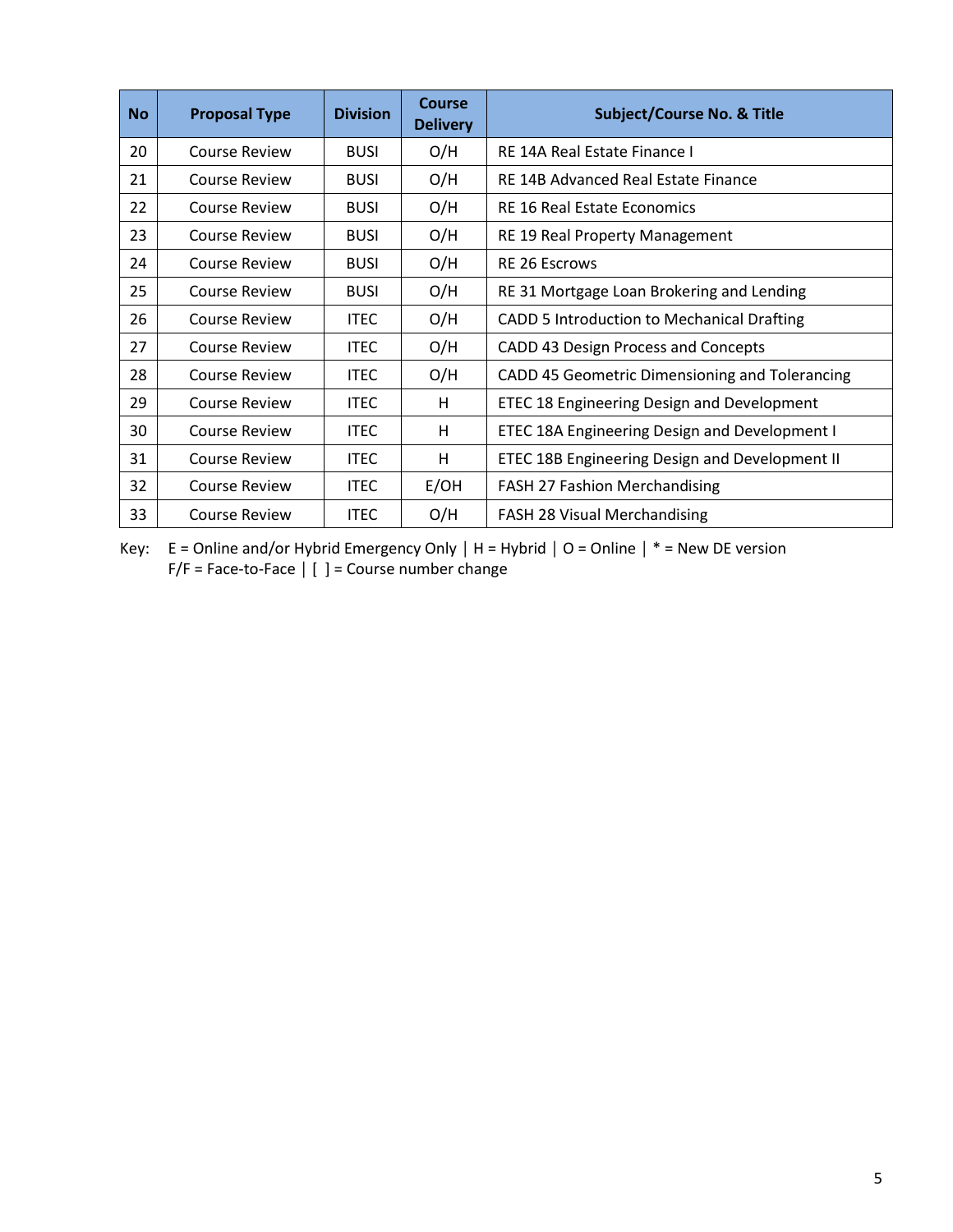| No | Proposal Type | Division | Course Delivery | Subject/Course No. & Title |
|---|---|---|---|---|
| 20 | Course Review | BUSI | O/H | RE 14A Real Estate Finance I |
| 21 | Course Review | BUSI | O/H | RE 14B Advanced Real Estate Finance |
| 22 | Course Review | BUSI | O/H | RE 16 Real Estate Economics |
| 23 | Course Review | BUSI | O/H | RE 19 Real Property Management |
| 24 | Course Review | BUSI | O/H | RE 26 Escrows |
| 25 | Course Review | BUSI | O/H | RE 31 Mortgage Loan Brokering and Lending |
| 26 | Course Review | ITEC | O/H | CADD 5 Introduction to Mechanical Drafting |
| 27 | Course Review | ITEC | O/H | CADD 43 Design Process and Concepts |
| 28 | Course Review | ITEC | O/H | CADD 45 Geometric Dimensioning and Tolerancing |
| 29 | Course Review | ITEC | H | ETEC 18 Engineering Design and Development |
| 30 | Course Review | ITEC | H | ETEC 18A Engineering Design and Development I |
| 31 | Course Review | ITEC | H | ETEC 18B Engineering Design and Development II |
| 32 | Course Review | ITEC | E/OH | FASH 27 Fashion Merchandising |
| 33 | Course Review | ITEC | O/H | FASH 28 Visual Merchandising |

Key: E = Online and/or Hybrid Emergency Only | H = Hybrid | O = Online | * = New DE version
F/F = Face-to-Face | [ ] = Course number change